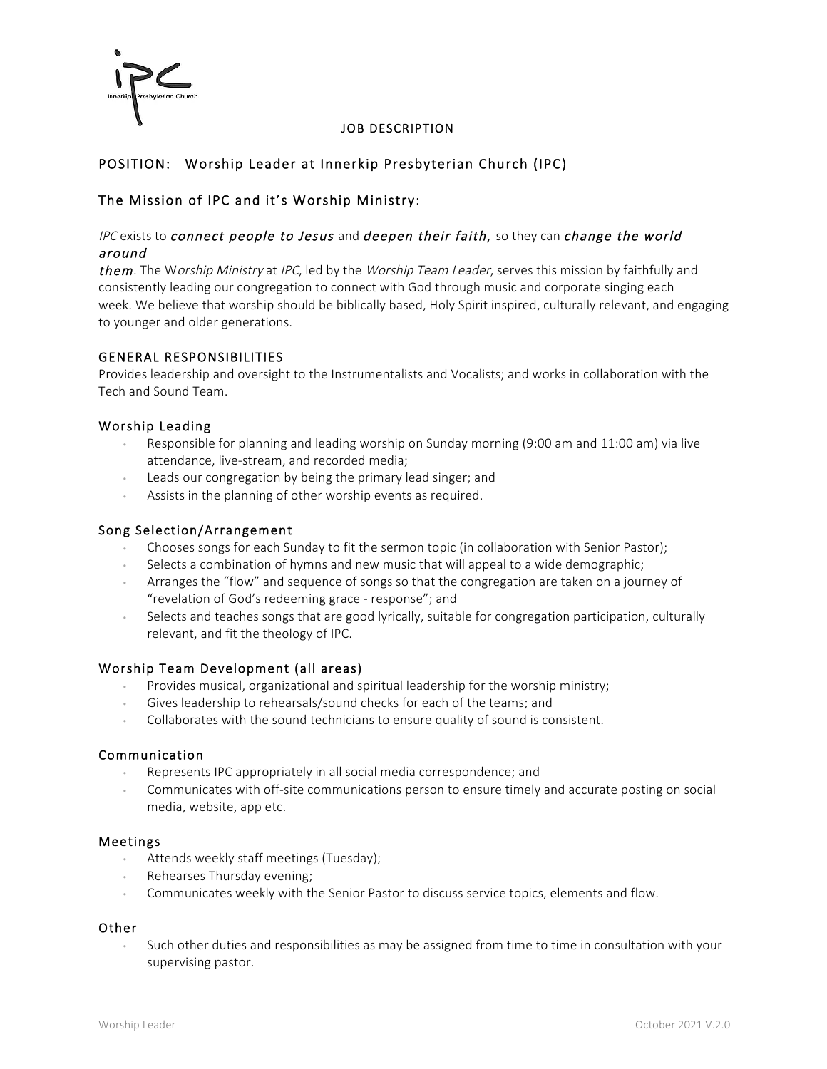JOB DESCRIPTION

## POSITION: Worship Leader at Innerkip Presbyterian Church (IPC)

## The Mission of IPC and it's Worship Ministry:

*IPC* exists to ***connect people to Jesus*** and ***deepen their faith***, so they can ***change the world around them***. The W*orship Ministry* at *IPC*, led by the *Worship Team Leader*, serves this mission by faithfully and consistently leading our congregation to connect with God through music and corporate singing each week. We believe that worship should be biblically based, Holy Spirit inspired, culturally relevant, and engaging to younger and older generations.

### GENERAL RESPONSIBILITIES

Provides leadership and oversight to the Instrumentalists and Vocalists; and works in collaboration with the Tech and Sound Team.

### Worship Leading

- Responsible for planning and leading worship on Sunday morning (9:00 am and 11:00 am) via live attendance, live-stream, and recorded media;
- Leads our congregation by being the primary lead singer; and
- Assists in the planning of other worship events as required.

### Song Selection/Arrangement

- Chooses songs for each Sunday to fit the sermon topic (in collaboration with Senior Pastor);
- Selects a combination of hymns and new music that will appeal to a wide demographic;
- Arranges the "flow" and sequence of songs so that the congregation are taken on a journey of "revelation of God's redeeming grace - response"; and
- Selects and teaches songs that are good lyrically, suitable for congregation participation, culturally relevant, and fit the theology of IPC.

### Worship Team Development (all areas)

- Provides musical, organizational and spiritual leadership for the worship ministry;
- Gives leadership to rehearsals/sound checks for each of the teams; and
- Collaborates with the sound technicians to ensure quality of sound is consistent.

### Communication

- Represents IPC appropriately in all social media correspondence; and
- Communicates with off-site communications person to ensure timely and accurate posting on social media, website, app etc.

### Meetings

- Attends weekly staff meetings (Tuesday);
- Rehearses Thursday evening;
- Communicates weekly with the Senior Pastor to discuss service topics, elements and flow.

### Other

- Such other duties and responsibilities as may be assigned from time to time in consultation with your supervising pastor.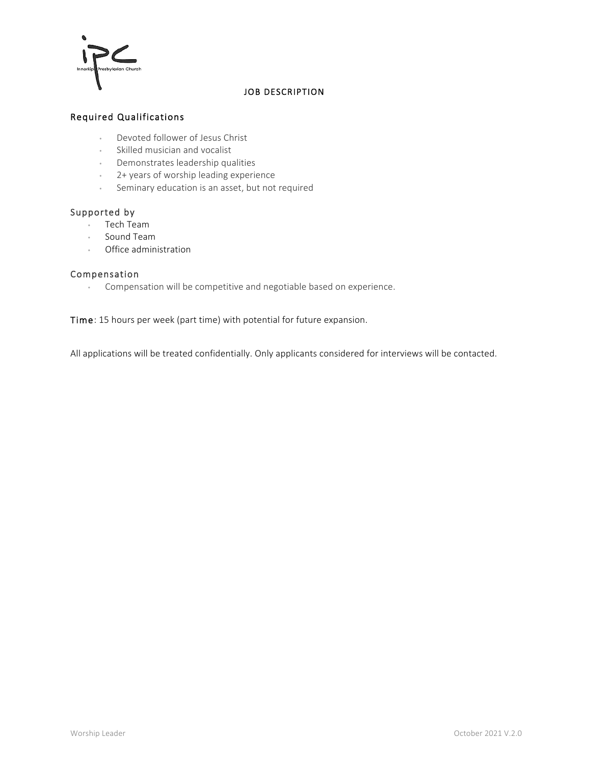JOB DESCRIPTION

## Required Qualifications

- Devoted follower of Jesus Christ
- Skilled musician and vocalist
- Demonstrates leadership qualities
- 2+ years of worship leading experience
- Seminary education is an asset, but not required

## Supported by

- Tech Team
- Sound Team
- Office administration

## Compensation

- Compensation will be competitive and negotiable based on experience.

**Time**: 15 hours per week (part time) with potential for future expansion.

All applications will be treated confidentially. Only applicants considered for interviews will be contacted.